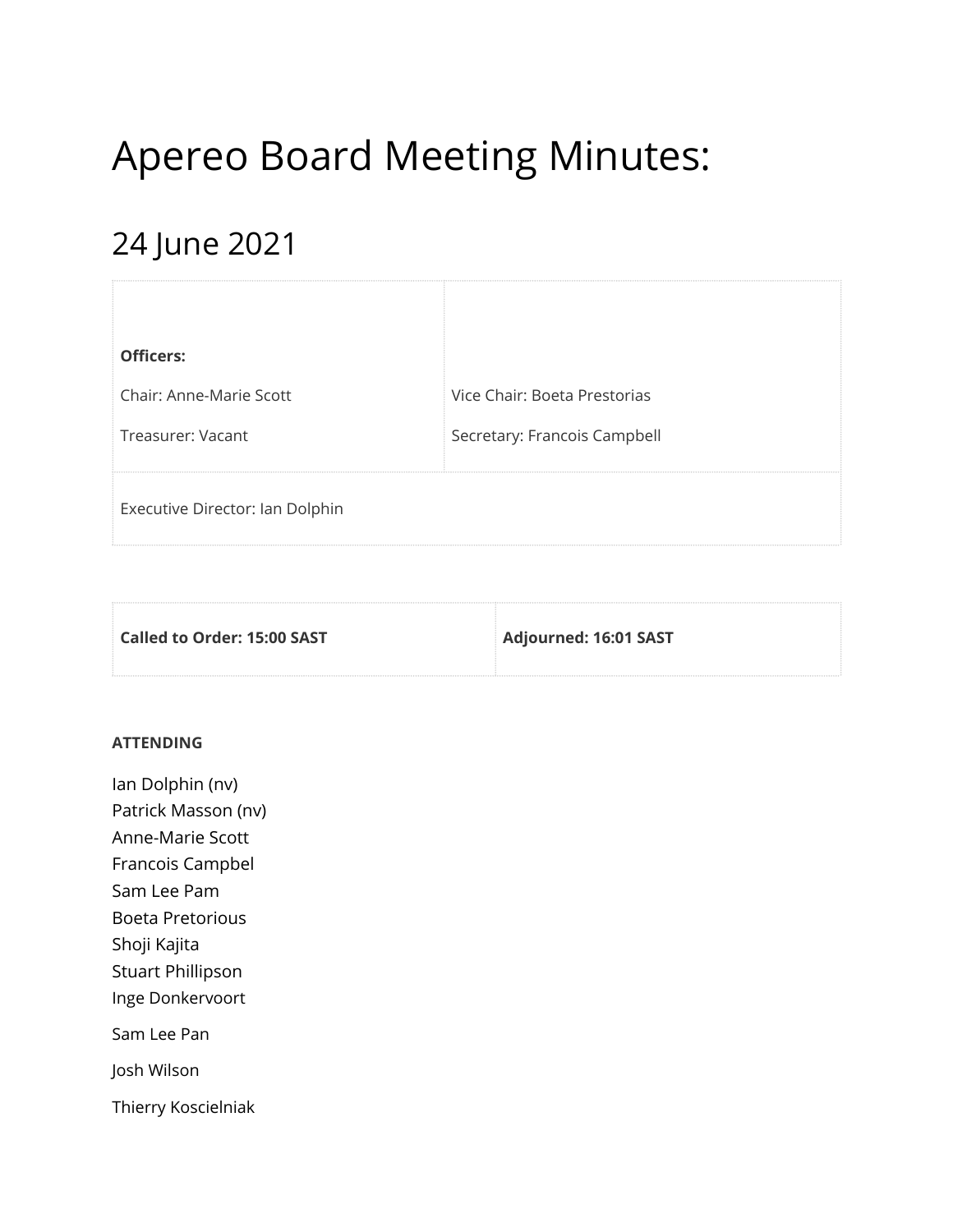# Apereo Board Meeting Minutes:

## 24 June 2021

| **Officers:** | |
|---|---|
| Chair: Anne-Marie Scott | Vice Chair: Boeta Prestorias |
| Treasurer: Vacant | Secretary: Francois Campbell |
| Executive Director: Ian Dolphin | |

| **Called to Order: 15:00 SAST** | **Adjourned: 16:01 SAST** |
|---|---|

**ATTENDING**

Ian Dolphin (nv)
Patrick Masson (nv)
Anne-Marie Scott
Francois Campbel
Sam Lee Pam
Boeta Pretorious
Shoji Kajita
Stuart Phillipson
Inge Donkervoort

Sam Lee Pan

Josh Wilson

Thierry Koscielniak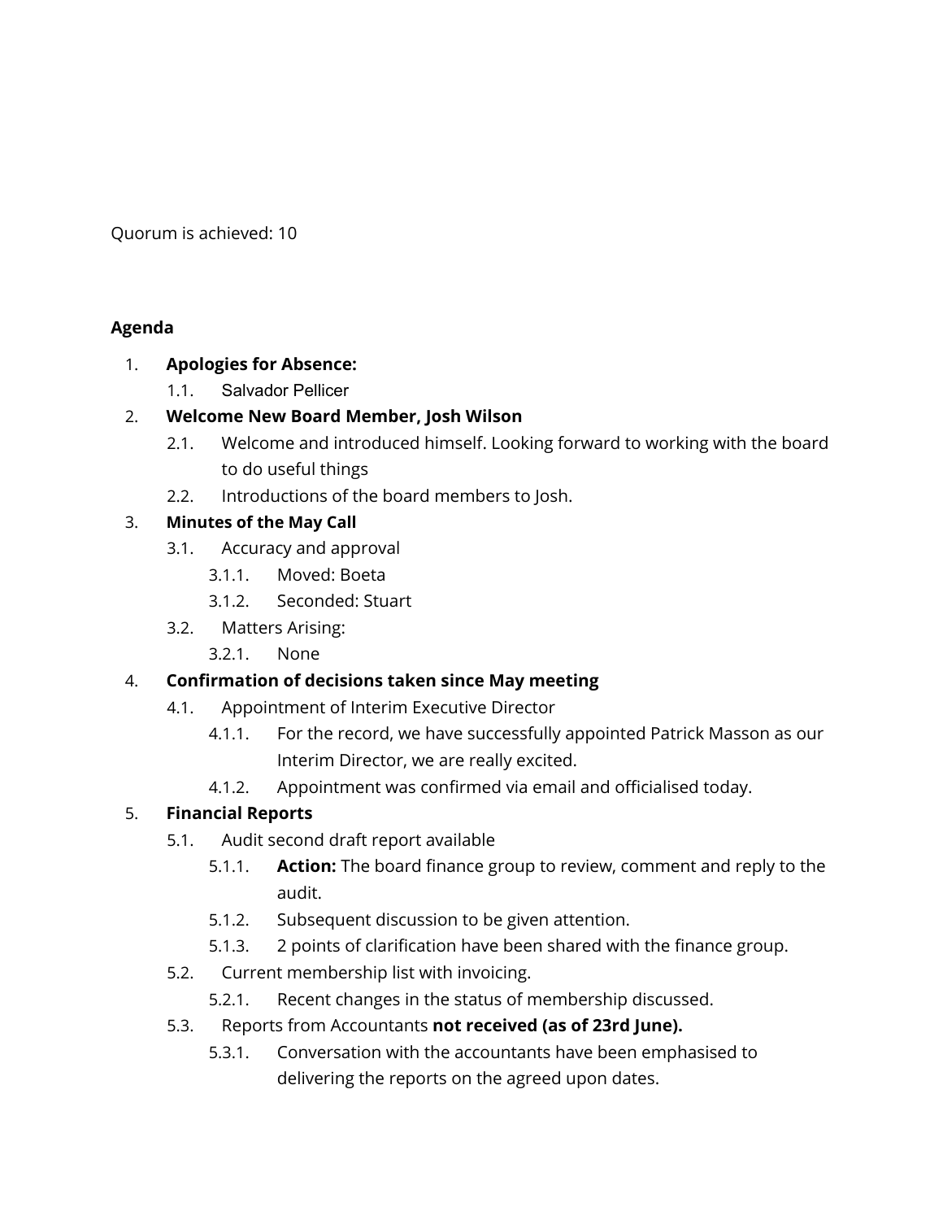Quorum is achieved: 10

**Agenda**

1. **Apologies for Absence:**
   1.1. Salvador Pellicer
2. **Welcome New Board Member, Josh Wilson**
   2.1. Welcome and introduced himself. Looking forward to working with the board to do useful things
   2.2. Introductions of the board members to Josh.
3. **Minutes of the May Call**
   3.1. Accuracy and approval
      3.1.1. Moved: Boeta
      3.1.2. Seconded: Stuart
   3.2. Matters Arising:
      3.2.1. None
4. **Confirmation of decisions taken since May meeting**
   4.1. Appointment of Interim Executive Director
      4.1.1. For the record, we have successfully appointed Patrick Masson as our Interim Director, we are really excited.
      4.1.2. Appointment was confirmed via email and officialised today.
5. **Financial Reports**
   5.1. Audit second draft report available
      5.1.1. **Action:** The board finance group to review, comment and reply to the audit.
      5.1.2. Subsequent discussion to be given attention.
      5.1.3. 2 points of clarification have been shared with the finance group.
   5.2. Current membership list with invoicing.
      5.2.1. Recent changes in the status of membership discussed.
   5.3. Reports from Accountants **not received (as of 23rd June).**
      5.3.1. Conversation with the accountants have been emphasised to delivering the reports on the agreed upon dates.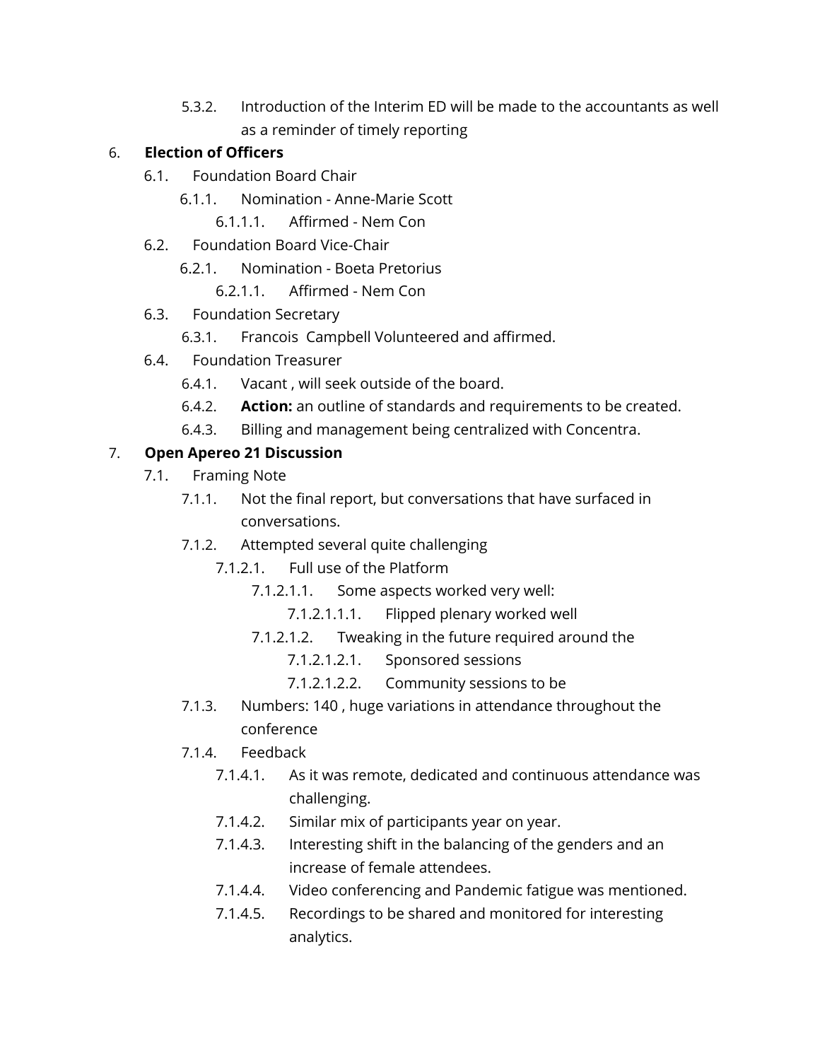5.3.2. Introduction of the Interim ED will be made to the accountants as well as a reminder of timely reporting

6. **Election of Officers**
    6.1. Foundation Board Chair
        6.1.1. Nomination - Anne-Marie Scott
            6.1.1.1. Affirmed - Nem Con
    6.2. Foundation Board Vice-Chair
        6.2.1. Nomination - Boeta Pretorius
            6.2.1.1. Affirmed - Nem Con
    6.3. Foundation Secretary
        6.3.1. Francois Campbell Volunteered and affirmed.
    6.4. Foundation Treasurer
        6.4.1. Vacant , will seek outside of the board.
        6.4.2. **Action:** an outline of standards and requirements to be created.
        6.4.3. Billing and management being centralized with Concentra.

7. **Open Apereo 21 Discussion**
    7.1. Framing Note
        7.1.1. Not the final report, but conversations that have surfaced in conversations.
        7.1.2. Attempted several quite challenging
            7.1.2.1. Full use of the Platform
                7.1.2.1.1. Some aspects worked very well:
                    7.1.2.1.1.1. Flipped plenary worked well
                7.1.2.1.2. Tweaking in the future required around the
                    7.1.2.1.2.1. Sponsored sessions
                    7.1.2.1.2.2. Community sessions to be
        7.1.3. Numbers: 140 , huge variations in attendance throughout the conference
        7.1.4. Feedback
            7.1.4.1. As it was remote, dedicated and continuous attendance was challenging.
            7.1.4.2. Similar mix of participants year on year.
            7.1.4.3. Interesting shift in the balancing of the genders and an increase of female attendees.
            7.1.4.4. Video conferencing and Pandemic fatigue was mentioned.
            7.1.4.5. Recordings to be shared and monitored for interesting analytics.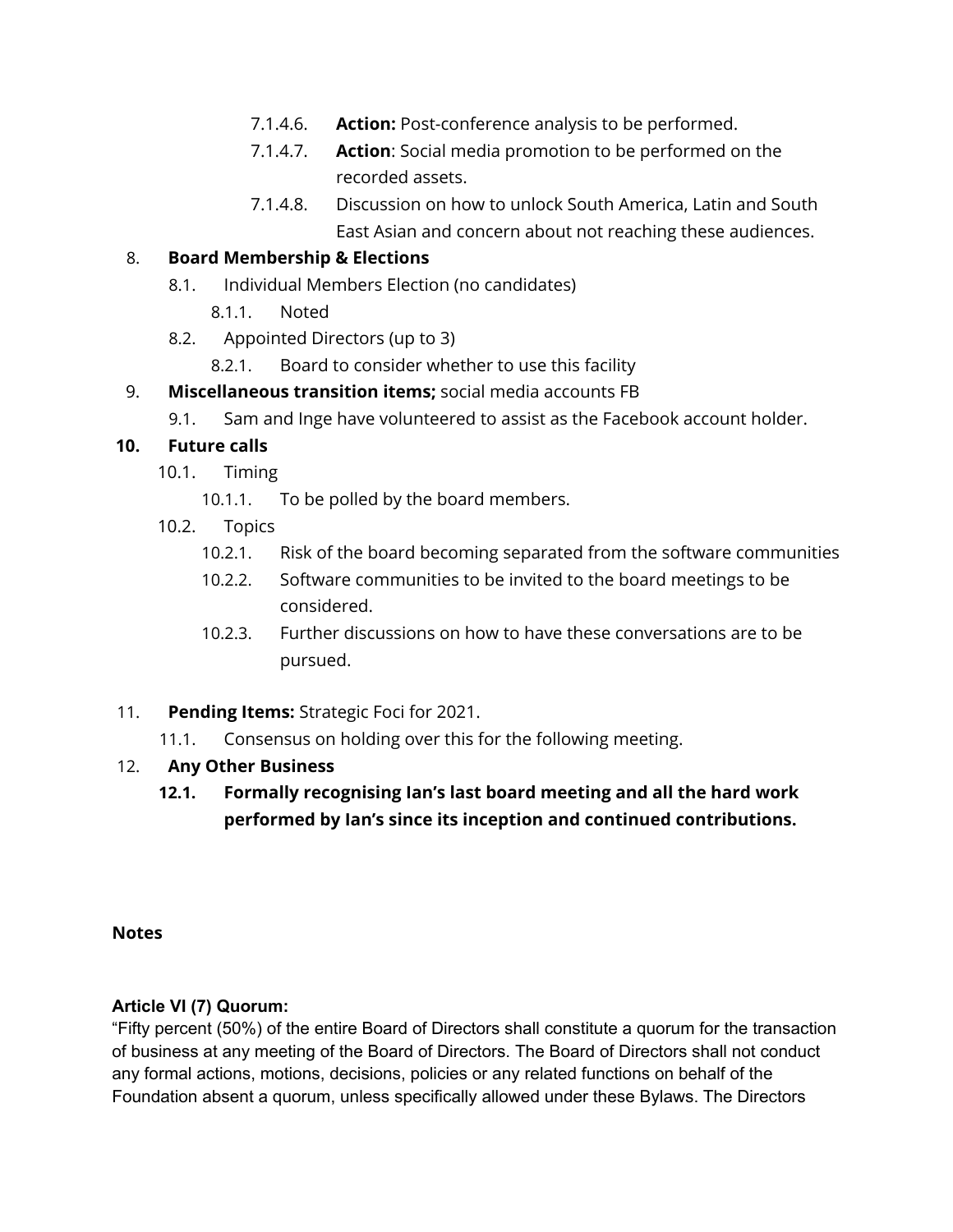- 7.1.4.6. **Action:** Post-conference analysis to be performed.
- 7.1.4.7. **Action**: Social media promotion to be performed on the recorded assets.
- 7.1.4.8. Discussion on how to unlock South America, Latin and South East Asian and concern about not reaching these audiences.

8. **Board Membership & Elections**
    - 8.1. Individual Members Election (no candidates)
        - 8.1.1. Noted
    - 8.2. Appointed Directors (up to 3)
        - 8.2.1. Board to consider whether to use this facility
9. **Miscellaneous transition items;** social media accounts FB
    - 9.1. Sam and Inge have volunteered to assist as the Facebook account holder.
10. **Future calls**
    - 10.1. Timing
        - 10.1.1. To be polled by the board members.
    - 10.2. Topics
        - 10.2.1. Risk of the board becoming separated from the software communities
        - 10.2.2. Software communities to be invited to the board meetings to be considered.
        - 10.2.3. Further discussions on how to have these conversations are to be pursued.
11. **Pending Items:** Strategic Foci for 2021.
    - 11.1. Consensus on holding over this for the following meeting.
12. **Any Other Business**
    - **12.1. Formally recognising Ian's last board meeting and all the hard work performed by Ian's since its inception and continued contributions.**

**Notes**

**Article VI (7) Quorum:**

"Fifty percent (50%) of the entire Board of Directors shall constitute a quorum for the transaction of business at any meeting of the Board of Directors. The Board of Directors shall not conduct any formal actions, motions, decisions, policies or any related functions on behalf of the Foundation absent a quorum, unless specifically allowed under these Bylaws. The Directors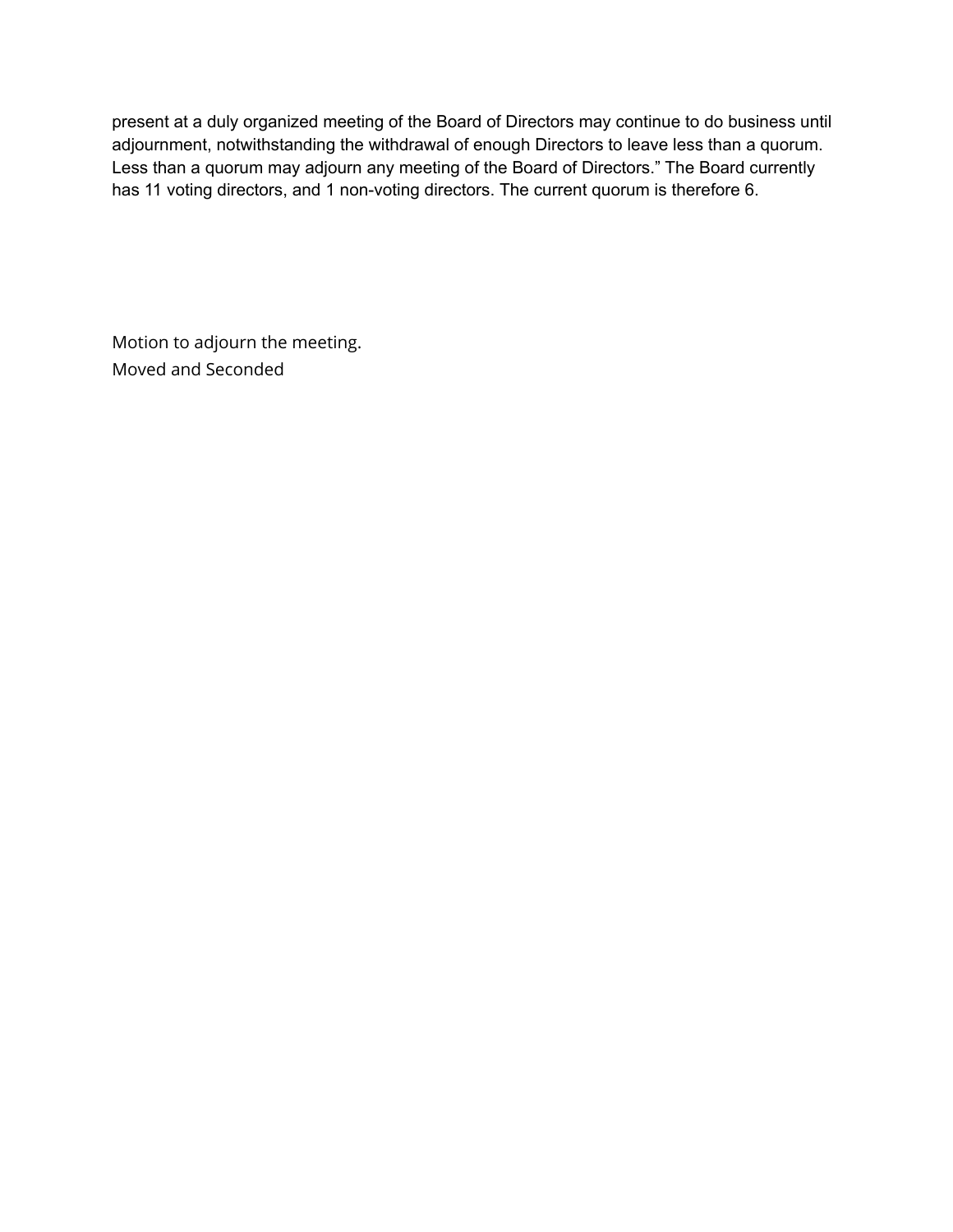present at a duly organized meeting of the Board of Directors may continue to do business until adjournment, notwithstanding the withdrawal of enough Directors to leave less than a quorum. Less than a quorum may adjourn any meeting of the Board of Directors." The Board currently has 11 voting directors, and 1 non-voting directors. The current quorum is therefore 6.

Motion to adjourn the meeting.
Moved and Seconded